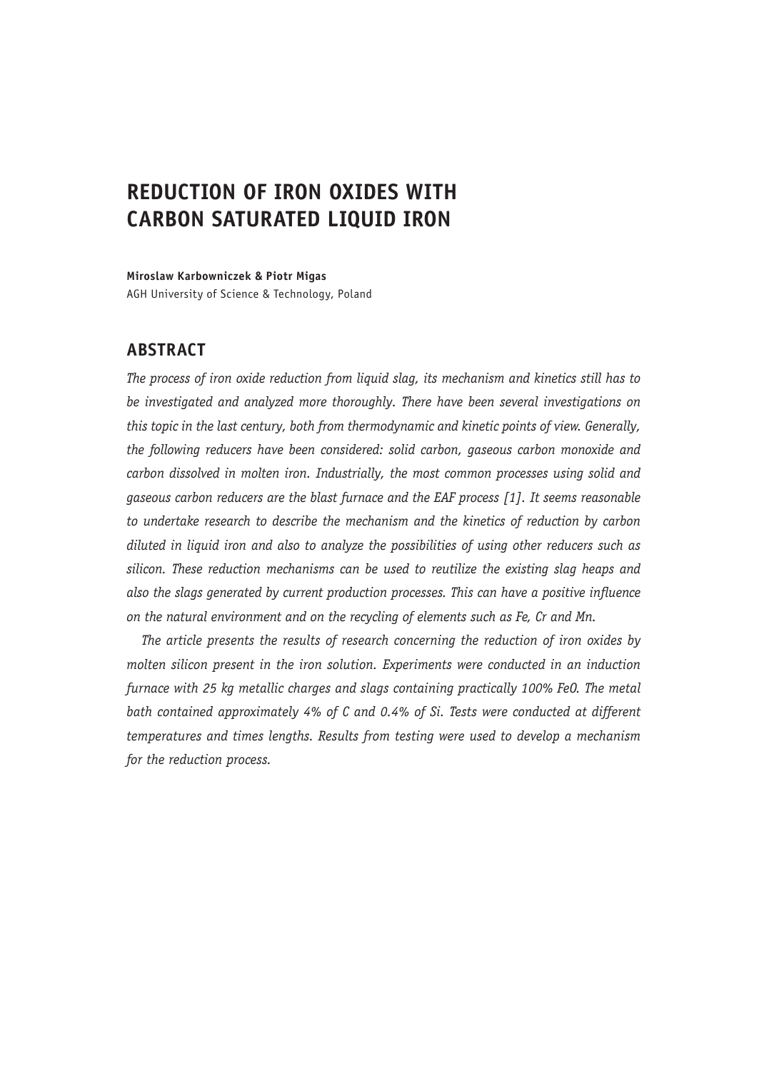# REDUCTION OF IRON OXIDES WITH CARBON SATURATED LIQUID IRON

**Miroslaw Karbowniczek & Piotr Migas**
AGH University of Science & Technology, Poland

## ABSTRACT

*The process of iron oxide reduction from liquid slag, its mechanism and kinetics still has to be investigated and analyzed more thoroughly. There have been several investigations on this topic in the last century, both from thermodynamic and kinetic points of view. Generally, the following reducers have been considered: solid carbon, gaseous carbon monoxide and carbon dissolved in molten iron. Industrially, the most common processes using solid and gaseous carbon reducers are the blast furnace and the EAF process [1]. It seems reasonable to undertake research to describe the mechanism and the kinetics of reduction by carbon diluted in liquid iron and also to analyze the possibilities of using other reducers such as silicon. These reduction mechanisms can be used to reutilize the existing slag heaps and also the slags generated by current production processes. This can have a positive influence on the natural environment and on the recycling of elements such as Fe, Cr and Mn.*

*The article presents the results of research concerning the reduction of iron oxides by molten silicon present in the iron solution. Experiments were conducted in an induction furnace with 25 kg metallic charges and slags containing practically 100% FeO. The metal bath contained approximately 4% of C and 0.4% of Si. Tests were conducted at different temperatures and times lengths. Results from testing were used to develop a mechanism for the reduction process.*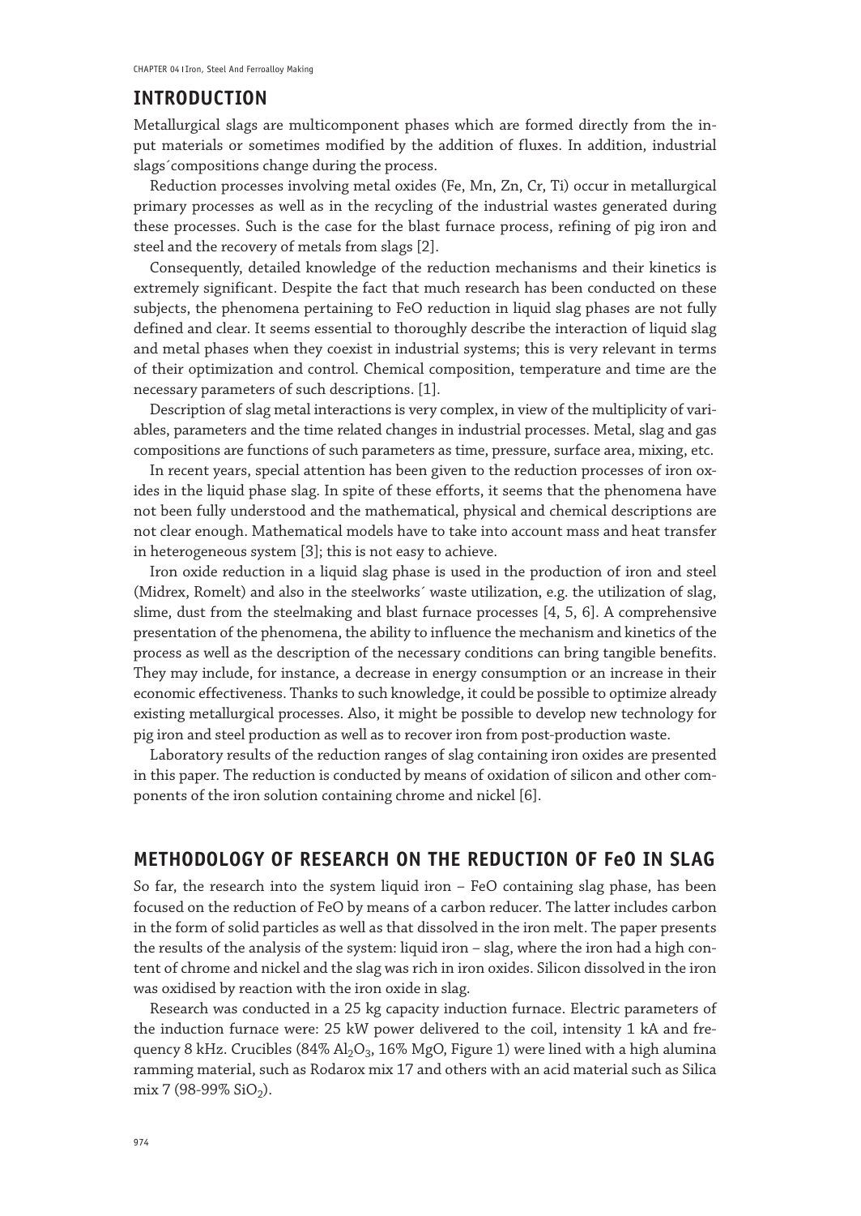## INTRODUCTION

Metallurgical slags are multicomponent phases which are formed directly from the input materials or sometimes modified by the addition of fluxes. In addition, industrial slags´compositions change during the process.

Reduction processes involving metal oxides (Fe, Mn, Zn, Cr, Ti) occur in metallurgical primary processes as well as in the recycling of the industrial wastes generated during these processes. Such is the case for the blast furnace process, refining of pig iron and steel and the recovery of metals from slags [2].

Consequently, detailed knowledge of the reduction mechanisms and their kinetics is extremely significant. Despite the fact that much research has been conducted on these subjects, the phenomena pertaining to FeO reduction in liquid slag phases are not fully defined and clear. It seems essential to thoroughly describe the interaction of liquid slag and metal phases when they coexist in industrial systems; this is very relevant in terms of their optimization and control. Chemical composition, temperature and time are the necessary parameters of such descriptions. [1].

Description of slag metal interactions is very complex, in view of the multiplicity of variables, parameters and the time related changes in industrial processes. Metal, slag and gas compositions are functions of such parameters as time, pressure, surface area, mixing, etc.

In recent years, special attention has been given to the reduction processes of iron oxides in the liquid phase slag. In spite of these efforts, it seems that the phenomena have not been fully understood and the mathematical, physical and chemical descriptions are not clear enough. Mathematical models have to take into account mass and heat transfer in heterogeneous system [3]; this is not easy to achieve.

Iron oxide reduction in a liquid slag phase is used in the production of iron and steel (Midrex, Romelt) and also in the steelworks´ waste utilization, e.g. the utilization of slag, slime, dust from the steelmaking and blast furnace processes [4, 5, 6]. A comprehensive presentation of the phenomena, the ability to influence the mechanism and kinetics of the process as well as the description of the necessary conditions can bring tangible benefits. They may include, for instance, a decrease in energy consumption or an increase in their economic effectiveness. Thanks to such knowledge, it could be possible to optimize already existing metallurgical processes. Also, it might be possible to develop new technology for pig iron and steel production as well as to recover iron from post-production waste.

Laboratory results of the reduction ranges of slag containing iron oxides are presented in this paper. The reduction is conducted by means of oxidation of silicon and other components of the iron solution containing chrome and nickel [6].

## METHODOLOGY OF RESEARCH ON THE REDUCTION OF FeO IN SLAG

So far, the research into the system liquid iron – FeO containing slag phase, has been focused on the reduction of FeO by means of a carbon reducer. The latter includes carbon in the form of solid particles as well as that dissolved in the iron melt. The paper presents the results of the analysis of the system: liquid iron – slag, where the iron had a high content of chrome and nickel and the slag was rich in iron oxides. Silicon dissolved in the iron was oxidised by reaction with the iron oxide in slag.

Research was conducted in a 25 kg capacity induction furnace. Electric parameters of the induction furnace were: 25 kW power delivered to the coil, intensity 1 kA and frequency 8 kHz. Crucibles (84% $Al_2O_3$, 16% MgO, Figure 1) were lined with a high alumina ramming material, such as Rodarox mix 17 and others with an acid material such as Silica mix 7 (98-99% $SiO_2$).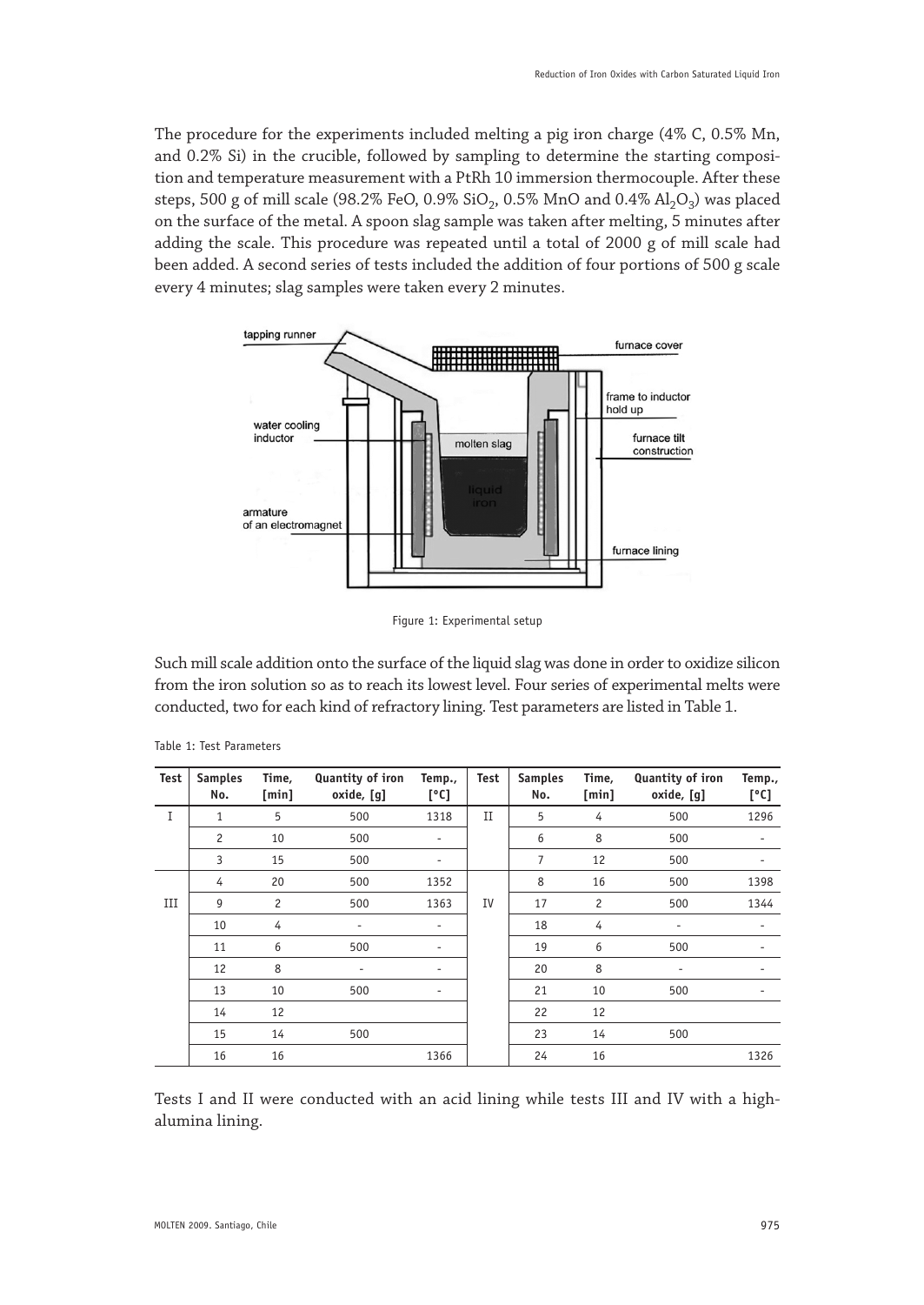The procedure for the experiments included melting a pig iron charge (4% C, 0.5% Mn, and 0.2% Si) in the crucible, followed by sampling to determine the starting composition and temperature measurement with a PtRh 10 immersion thermocouple. After these steps, 500 g of mill scale (98.2% FeO, 0.9% $SiO_2$, 0.5% MnO and 0.4% $Al_2O_3$) was placed on the surface of the metal. A spoon slag sample was taken after melting, 5 minutes after adding the scale. This procedure was repeated until a total of 2000 g of mill scale had been added. A second series of tests included the addition of four portions of 500 g scale every 4 minutes; slag samples were taken every 2 minutes.

Figure 1: Experimental setup

Such mill scale addition onto the surface of the liquid slag was done in order to oxidize silicon from the iron solution so as to reach its lowest level. Four series of experimental melts were conducted, two for each kind of refractory lining. Test parameters are listed in Table 1.

Table 1: Test Parameters

| Test | Samples No. | Time, [min] | Quantity of iron oxide, [g] | Temp., [°C] | Test | Samples No. | Time, [min] | Quantity of iron oxide, [g] | Temp., [°C] |
|---|---|---|---|---|---|---|---|---|---|
| I | 1 | 5 | 500 | 1318 | II | 5 | 4 | 500 | 1296 |
| | 2 | 10 | 500 | - | | 6 | 8 | 500 | - |
| | 3 | 15 | 500 | - | | 7 | 12 | 500 | - |
| | 4 | 20 | 500 | 1352 | | 8 | 16 | 500 | 1398 |
| III | 9 | 2 | 500 | 1363 | IV | 17 | 2 | 500 | 1344 |
| | 10 | 4 | - | - | | 18 | 4 | - | - |
| | 11 | 6 | 500 | - | | 19 | 6 | 500 | - |
| | 12 | 8 | - | - | | 20 | 8 | - | - |
| | 13 | 10 | 500 | - | | 21 | 10 | 500 | - |
| | 14 | 12 | | | | 22 | 12 | | |
| | 15 | 14 | 500 | | | 23 | 14 | 500 | |
| | 16 | 16 | | 1366 | | 24 | 16 | | 1326 |

Tests I and II were conducted with an acid lining while tests III and IV with a high-alumina lining.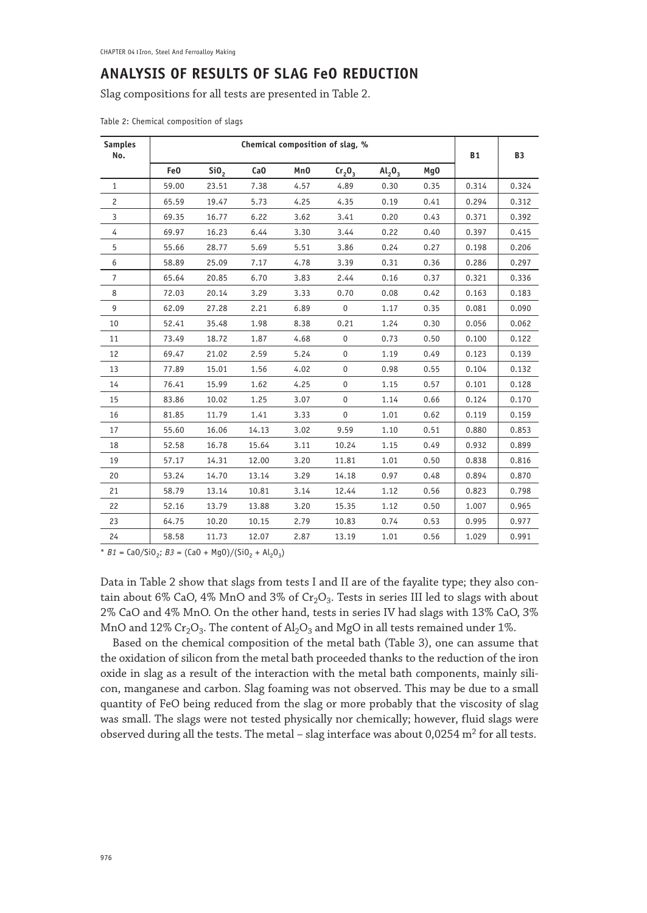## ANALYSIS OF RESULTS OF SLAG FeO REDUCTION

Slag compositions for all tests are presented in Table 2.

Table 2: Chemical composition of slags

| Samples No. | Chemical composition of slag, % | | | | | | | B1 | B3 |
|---|---|---|---|---|---|---|---|---|---|
| | FeO | $SiO_2$ | CaO | MnO | $Cr_2O_3$ | $Al_2O_3$ | MgO | | |
| 1 | 59.00 | 23.51 | 7.38 | 4.57 | 4.89 | 0.30 | 0.35 | 0.314 | 0.324 |
| 2 | 65.59 | 19.47 | 5.73 | 4.25 | 4.35 | 0.19 | 0.41 | 0.294 | 0.312 |
| 3 | 69.35 | 16.77 | 6.22 | 3.62 | 3.41 | 0.20 | 0.43 | 0.371 | 0.392 |
| 4 | 69.97 | 16.23 | 6.44 | 3.30 | 3.44 | 0.22 | 0.40 | 0.397 | 0.415 |
| 5 | 55.66 | 28.77 | 5.69 | 5.51 | 3.86 | 0.24 | 0.27 | 0.198 | 0.206 |
| 6 | 58.89 | 25.09 | 7.17 | 4.78 | 3.39 | 0.31 | 0.36 | 0.286 | 0.297 |
| 7 | 65.64 | 20.85 | 6.70 | 3.83 | 2.44 | 0.16 | 0.37 | 0.321 | 0.336 |
| 8 | 72.03 | 20.14 | 3.29 | 3.33 | 0.70 | 0.08 | 0.42 | 0.163 | 0.183 |
| 9 | 62.09 | 27.28 | 2.21 | 6.89 | 0 | 1.17 | 0.35 | 0.081 | 0.090 |
| 10 | 52.41 | 35.48 | 1.98 | 8.38 | 0.21 | 1.24 | 0.30 | 0.056 | 0.062 |
| 11 | 73.49 | 18.72 | 1.87 | 4.68 | 0 | 0.73 | 0.50 | 0.100 | 0.122 |
| 12 | 69.47 | 21.02 | 2.59 | 5.24 | 0 | 1.19 | 0.49 | 0.123 | 0.139 |
| 13 | 77.89 | 15.01 | 1.56 | 4.02 | 0 | 0.98 | 0.55 | 0.104 | 0.132 |
| 14 | 76.41 | 15.99 | 1.62 | 4.25 | 0 | 1.15 | 0.57 | 0.101 | 0.128 |
| 15 | 83.86 | 10.02 | 1.25 | 3.07 | 0 | 1.14 | 0.66 | 0.124 | 0.170 |
| 16 | 81.85 | 11.79 | 1.41 | 3.33 | 0 | 1.01 | 0.62 | 0.119 | 0.159 |
| 17 | 55.60 | 16.06 | 14.13 | 3.02 | 9.59 | 1.10 | 0.51 | 0.880 | 0.853 |
| 18 | 52.58 | 16.78 | 15.64 | 3.11 | 10.24 | 1.15 | 0.49 | 0.932 | 0.899 |
| 19 | 57.17 | 14.31 | 12.00 | 3.20 | 11.81 | 1.01 | 0.50 | 0.838 | 0.816 |
| 20 | 53.24 | 14.70 | 13.14 | 3.29 | 14.18 | 0.97 | 0.48 | 0.894 | 0.870 |
| 21 | 58.79 | 13.14 | 10.81 | 3.14 | 12.44 | 1.12 | 0.56 | 0.823 | 0.798 |
| 22 | 52.16 | 13.79 | 13.88 | 3.20 | 15.35 | 1.12 | 0.50 | 1.007 | 0.965 |
| 23 | 64.75 | 10.20 | 10.15 | 2.79 | 10.83 | 0.74 | 0.53 | 0.995 | 0.977 |
| 24 | 58.58 | 11.73 | 12.07 | 2.87 | 13.19 | 1.01 | 0.56 | 1.029 | 0.991 |

\* $B1 = CaO/SiO_2$; $B3 = (CaO + MgO)/(SiO_2 + Al_2O_3)$

Data in Table 2 show that slags from tests I and II are of the fayalite type; they also contain about 6% CaO, 4% MnO and 3% of $Cr_2O_3$. Tests in series III led to slags with about 2% CaO and 4% MnO. On the other hand, tests in series IV had slags with 13% CaO, 3% MnO and 12% $Cr_2O_3$. The content of $Al_2O_3$ and MgO in all tests remained under 1%.

Based on the chemical composition of the metal bath (Table 3), one can assume that the oxidation of silicon from the metal bath proceeded thanks to the reduction of the iron oxide in slag as a result of the interaction with the metal bath components, mainly silicon, manganese and carbon. Slag foaming was not observed. This may be due to a small quantity of FeO being reduced from the slag or more probably that the viscosity of slag was small. The slags were not tested physically nor chemically; however, fluid slags were observed during all the tests. The metal – slag interface was about 0,0254 $m^2$ for all tests.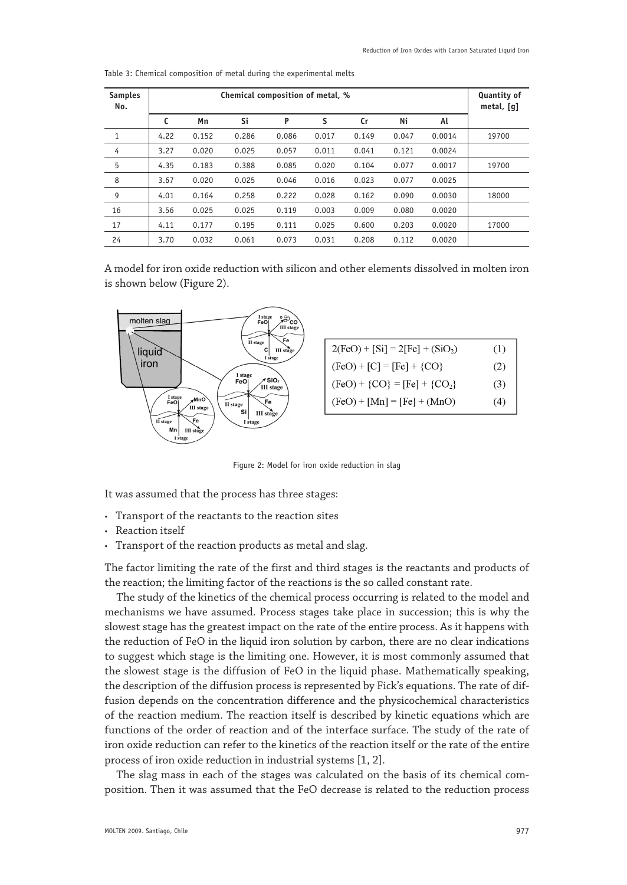Table 3: Chemical composition of metal during the experimental melts

| Samples No. | Chemical composition of metal, % | | | | | | | | Quantity of metal, [g] |
|---|---|---|---|---|---|---|---|---|---|
| | C | Mn | Si | P | S | Cr | Ni | Al | |
| 1 | 4.22 | 0.152 | 0.286 | 0.086 | 0.017 | 0.149 | 0.047 | 0.0014 | 19700 |
| 4 | 3.27 | 0.020 | 0.025 | 0.057 | 0.011 | 0.041 | 0.121 | 0.0024 | |
| 5 | 4.35 | 0.183 | 0.388 | 0.085 | 0.020 | 0.104 | 0.077 | 0.0017 | 19700 |
| 8 | 3.67 | 0.020 | 0.025 | 0.046 | 0.016 | 0.023 | 0.077 | 0.0025 | |
| 9 | 4.01 | 0.164 | 0.258 | 0.222 | 0.028 | 0.162 | 0.090 | 0.0030 | 18000 |
| 16 | 3.56 | 0.025 | 0.025 | 0.119 | 0.003 | 0.009 | 0.080 | 0.0020 | |
| 17 | 4.11 | 0.177 | 0.195 | 0.111 | 0.025 | 0.600 | 0.203 | 0.0020 | 17000 |
| 24 | 3.70 | 0.032 | 0.061 | 0.073 | 0.031 | 0.208 | 0.112 | 0.0020 | |

A model for iron oxide reduction with silicon and other elements dissolved in molten iron is shown below (Figure 2).

$$2(FeO) + [Si] = 2[Fe] + (SiO_2) \quad (1)$$

$$(FeO) + [C] = [Fe] + \{CO\} \quad (2)$$

$$(FeO) + \{CO\} = [Fe] + \{CO_2\} \quad (3)$$

$$(FeO) + [Mn] = [Fe] + (MnO) \quad (4)$$

Figure 2: Model for iron oxide reduction in slag

It was assumed that the process has three stages:

- Transport of the reactants to the reaction sites
- Reaction itself
- Transport of the reaction products as metal and slag.

The factor limiting the rate of the first and third stages is the reactants and products of the reaction; the limiting factor of the reactions is the so called constant rate.

The study of the kinetics of the chemical process occurring is related to the model and mechanisms we have assumed. Process stages take place in succession; this is why the slowest stage has the greatest impact on the rate of the entire process. As it happens with the reduction of FeO in the liquid iron solution by carbon, there are no clear indications to suggest which stage is the limiting one. However, it is most commonly assumed that the slowest stage is the diffusion of FeO in the liquid phase. Mathematically speaking, the description of the diffusion process is represented by Fick's equations. The rate of diffusion depends on the concentration difference and the physicochemical characteristics of the reaction medium. The reaction itself is described by kinetic equations which are functions of the order of reaction and of the interface surface. The study of the rate of iron oxide reduction can refer to the kinetics of the reaction itself or the rate of the entire process of iron oxide reduction in industrial systems [1, 2].

The slag mass in each of the stages was calculated on the basis of its chemical composition. Then it was assumed that the FeO decrease is related to the reduction process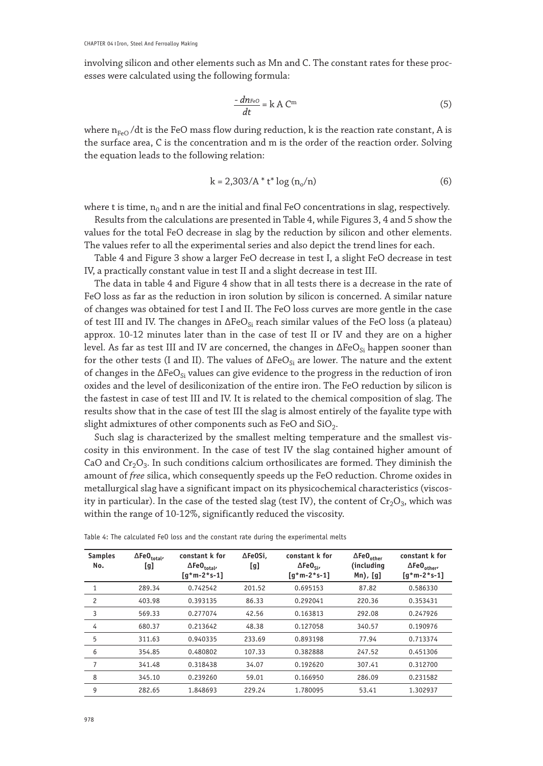involving silicon and other elements such as Mn and C. The constant rates for these processes were calculated using the following formula:

$$\frac{-dn_{FeO}}{dt} = k\,A\,C^m \tag{5}$$

where $n_{FeO}/dt$ is the FeO mass flow during reduction, k is the reaction rate constant, A is the surface area, C is the concentration and m is the order of the reaction order. Solving the equation leads to the following relation:

$$k = 2{,}303/A * t^* \log(n_o/n) \tag{6}$$

where t is time, $n_0$ and n are the initial and final FeO concentrations in slag, respectively.

Results from the calculations are presented in Table 4, while Figures 3, 4 and 5 show the values for the total FeO decrease in slag by the reduction by silicon and other elements. The values refer to all the experimental series and also depict the trend lines for each.

Table 4 and Figure 3 show a larger FeO decrease in test I, a slight FeO decrease in test IV, a practically constant value in test II and a slight decrease in test III.

The data in table 4 and Figure 4 show that in all tests there is a decrease in the rate of FeO loss as far as the reduction in iron solution by silicon is concerned. A similar nature of changes was obtained for test I and II. The FeO loss curves are more gentle in the case of test III and IV. The changes in $\Delta FeO_{Si}$ reach similar values of the FeO loss (a plateau) approx. 10-12 minutes later than in the case of test II or IV and they are on a higher level. As far as test III and IV are concerned, the changes in $\Delta FeO_{Si}$ happen sooner than for the other tests (I and II). The values of $\Delta FeO_{Si}$ are lower. The nature and the extent of changes in the $\Delta FeO_{Si}$ values can give evidence to the progress in the reduction of iron oxides and the level of desiliconization of the entire iron. The FeO reduction by silicon is the fastest in case of test III and IV. It is related to the chemical composition of slag. The results show that in the case of test III the slag is almost entirely of the fayalite type with slight admixtures of other components such as FeO and $SiO_2$.

Such slag is characterized by the smallest melting temperature and the smallest viscosity in this environment. In the case of test IV the slag contained higher amount of CaO and $Cr_2O_3$. In such conditions calcium orthosilicates are formed. They diminish the amount of *free* silica, which consequently speeds up the FeO reduction. Chrome oxides in metallurgical slag have a significant impact on its physicochemical characteristics (viscosity in particular). In the case of the tested slag (test IV), the content of $Cr_2O_3$, which was within the range of 10-12%, significantly reduced the viscosity.

Table 4: The calculated FeO loss and the constant rate during the experimental melts

| Samples No. | $\Delta FeO_{total}$, [g] | constant k for $\Delta FeO_{total}$, [g*m-2*s-1] | ΔFeOSi, [g] | constant k for $\Delta FeO_{Si}$, [g*m-2*s-1] | $\Delta FeO_{other}$ (including Mn), [g] | constant k for $\Delta FeO_{other}$, [g*m-2*s-1] |
|---|---|---|---|---|---|---|
| 1 | 289.34 | 0.742542 | 201.52 | 0.695153 | 87.82 | 0.586330 |
| 2 | 403.98 | 0.393135 | 86.33 | 0.292041 | 220.36 | 0.353431 |
| 3 | 569.33 | 0.277074 | 42.56 | 0.163813 | 292.08 | 0.247926 |
| 4 | 680.37 | 0.213642 | 48.38 | 0.127058 | 340.57 | 0.190976 |
| 5 | 311.63 | 0.940335 | 233.69 | 0.893198 | 77.94 | 0.713374 |
| 6 | 354.85 | 0.480802 | 107.33 | 0.382888 | 247.52 | 0.451306 |
| 7 | 341.48 | 0.318438 | 34.07 | 0.192620 | 307.41 | 0.312700 |
| 8 | 345.10 | 0.239260 | 59.01 | 0.166950 | 286.09 | 0.231582 |
| 9 | 282.65 | 1.848693 | 229.24 | 1.780095 | 53.41 | 1.302937 |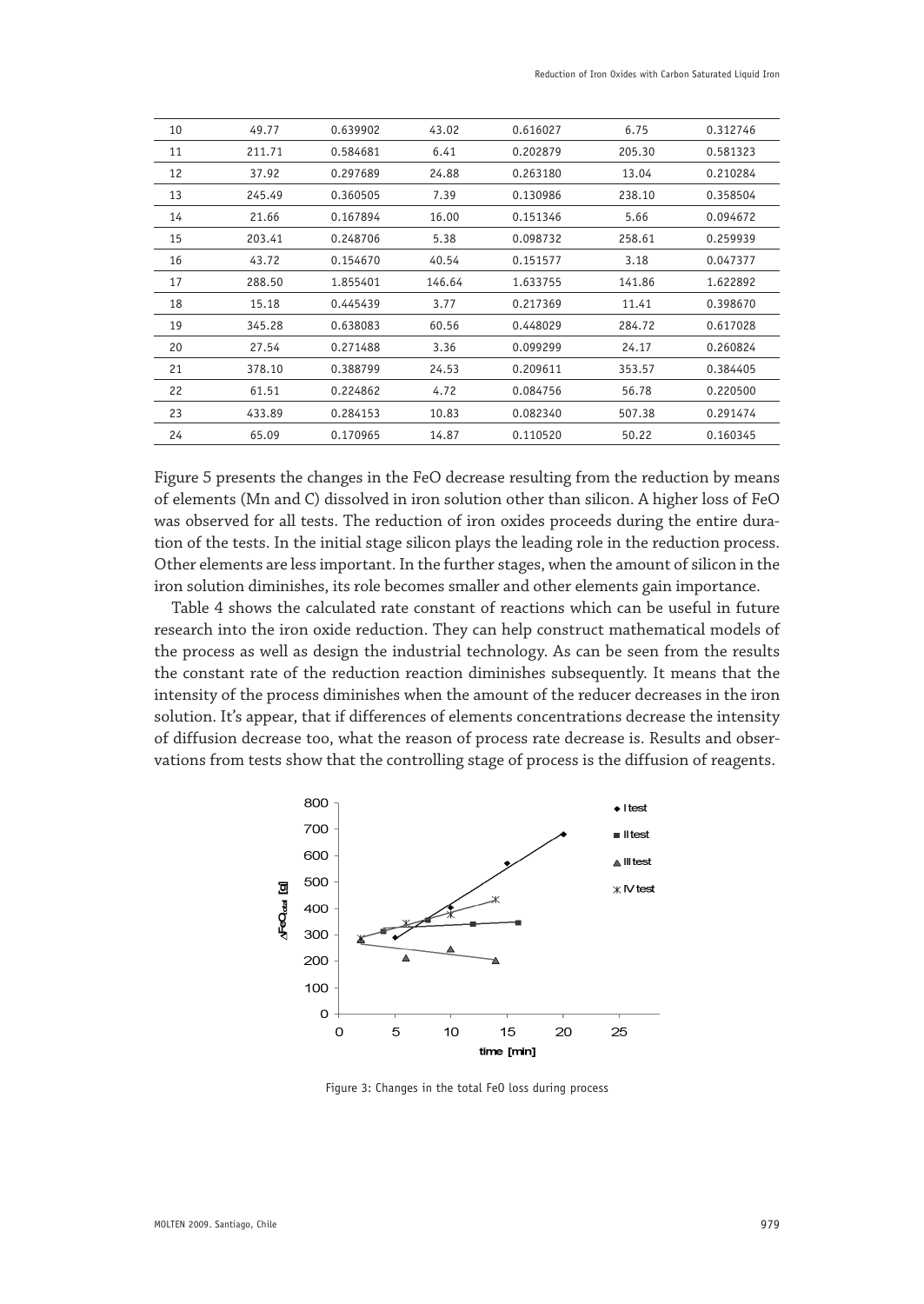| 10 | 49.77 | 0.639902 | 43.02 | 0.616027 | 6.75 | 0.312746 |
|---|---|---|---|---|---|---|
| 11 | 211.71 | 0.584681 | 6.41 | 0.202879 | 205.30 | 0.581323 |
| 12 | 37.92 | 0.297689 | 24.88 | 0.263180 | 13.04 | 0.210284 |
| 13 | 245.49 | 0.360505 | 7.39 | 0.130986 | 238.10 | 0.358504 |
| 14 | 21.66 | 0.167894 | 16.00 | 0.151346 | 5.66 | 0.094672 |
| 15 | 203.41 | 0.248706 | 5.38 | 0.098732 | 258.61 | 0.259939 |
| 16 | 43.72 | 0.154670 | 40.54 | 0.151577 | 3.18 | 0.047377 |
| 17 | 288.50 | 1.855401 | 146.64 | 1.633755 | 141.86 | 1.622892 |
| 18 | 15.18 | 0.445439 | 3.77 | 0.217369 | 11.41 | 0.398670 |
| 19 | 345.28 | 0.638083 | 60.56 | 0.448029 | 284.72 | 0.617028 |
| 20 | 27.54 | 0.271488 | 3.36 | 0.099299 | 24.17 | 0.260824 |
| 21 | 378.10 | 0.388799 | 24.53 | 0.209611 | 353.57 | 0.384405 |
| 22 | 61.51 | 0.224862 | 4.72 | 0.084756 | 56.78 | 0.220500 |
| 23 | 433.89 | 0.284153 | 10.83 | 0.082340 | 507.38 | 0.291474 |
| 24 | 65.09 | 0.170965 | 14.87 | 0.110520 | 50.22 | 0.160345 |

Figure 5 presents the changes in the FeO decrease resulting from the reduction by means of elements (Mn and C) dissolved in iron solution other than silicon. A higher loss of FeO was observed for all tests. The reduction of iron oxides proceeds during the entire duration of the tests. In the initial stage silicon plays the leading role in the reduction process. Other elements are less important. In the further stages, when the amount of silicon in the iron solution diminishes, its role becomes smaller and other elements gain importance.

Table 4 shows the calculated rate constant of reactions which can be useful in future research into the iron oxide reduction. They can help construct mathematical models of the process as well as design the industrial technology. As can be seen from the results the constant rate of the reduction reaction diminishes subsequently. It means that the intensity of the process diminishes when the amount of the reducer decreases in the iron solution. It's appear, that if differences of elements concentrations decrease the intensity of diffusion decrease too, what the reason of process rate decrease is. Results and observations from tests show that the controlling stage of process is the diffusion of reagents.

Figure 3: Changes in the total FeO loss during process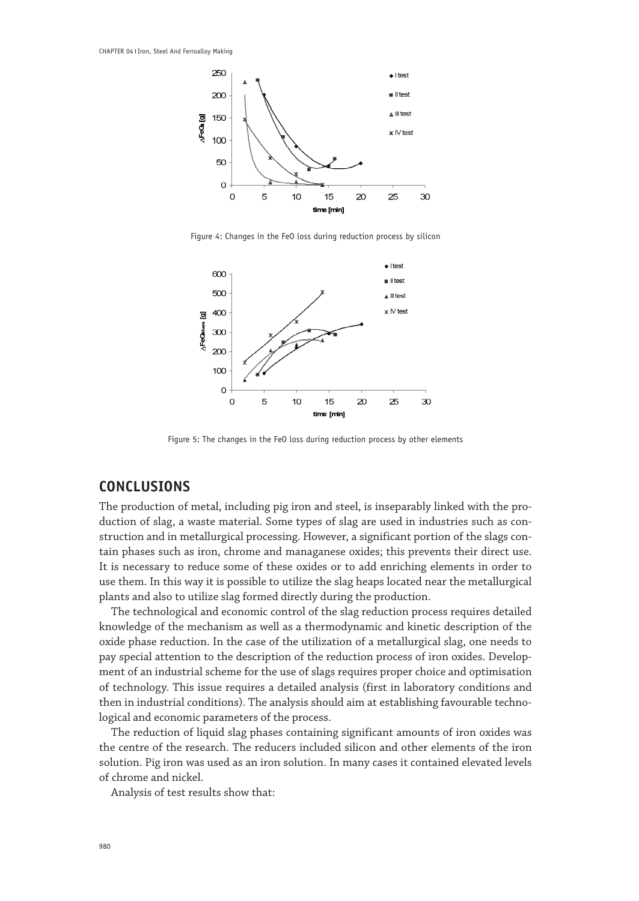Figure 4: Changes in the FeO loss during reduction process by silicon

Figure 5: The changes in the FeO loss during reduction process by other elements

## CONCLUSIONS

The production of metal, including pig iron and steel, is inseparably linked with the production of slag, a waste material. Some types of slag are used in industries such as construction and in metallurgical processing. However, a significant portion of the slags contain phases such as iron, chrome and managanese oxides; this prevents their direct use. It is necessary to reduce some of these oxides or to add enriching elements in order to use them. In this way it is possible to utilize the slag heaps located near the metallurgical plants and also to utilize slag formed directly during the production.

The technological and economic control of the slag reduction process requires detailed knowledge of the mechanism as well as a thermodynamic and kinetic description of the oxide phase reduction. In the case of the utilization of a metallurgical slag, one needs to pay special attention to the description of the reduction process of iron oxides. Development of an industrial scheme for the use of slags requires proper choice and optimisation of technology. This issue requires a detailed analysis (first in laboratory conditions and then in industrial conditions). The analysis should aim at establishing favourable technological and economic parameters of the process.

The reduction of liquid slag phases containing significant amounts of iron oxides was the centre of the research. The reducers included silicon and other elements of the iron solution. Pig iron was used as an iron solution. In many cases it contained elevated levels of chrome and nickel.

Analysis of test results show that: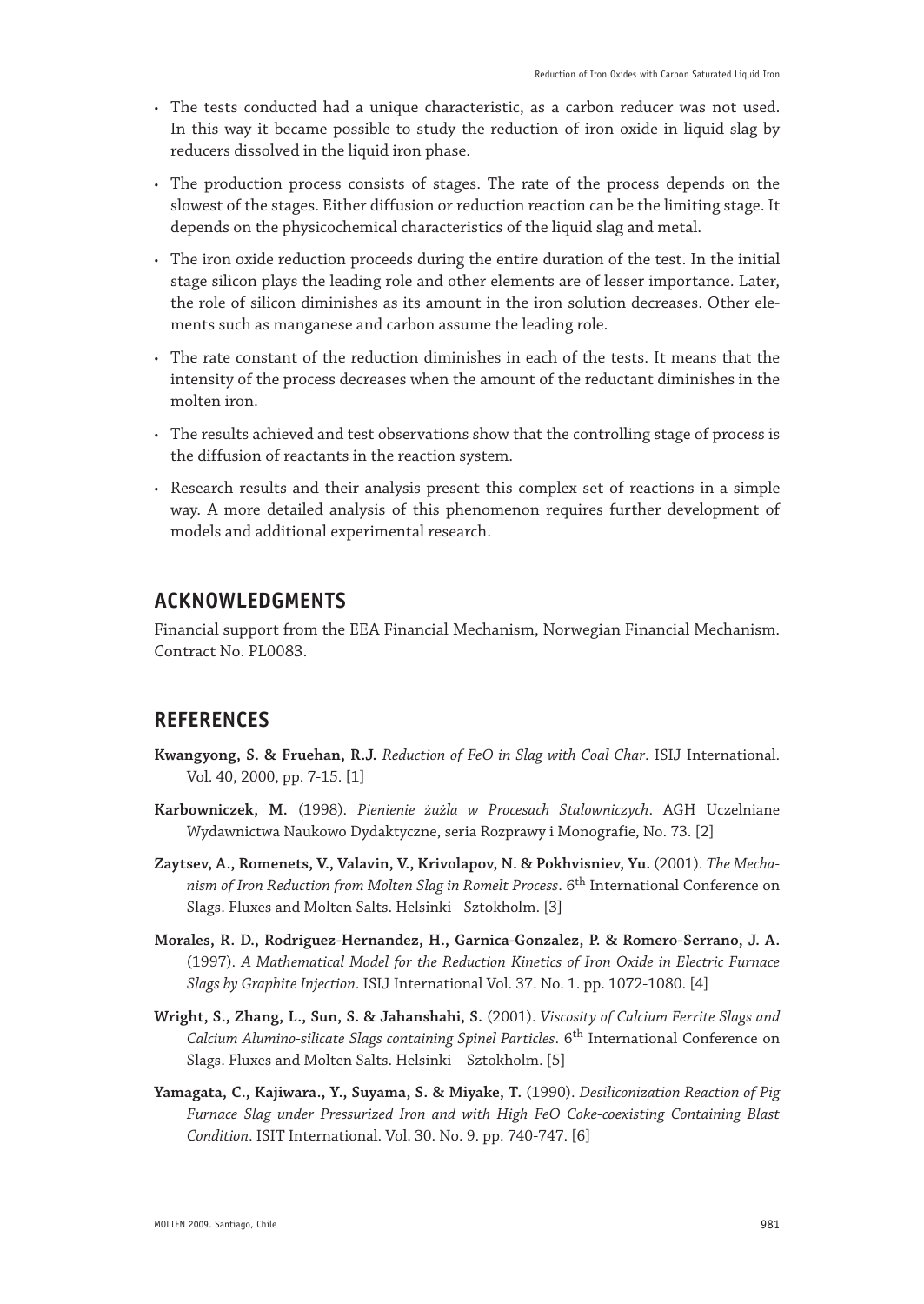- The tests conducted had a unique characteristic, as a carbon reducer was not used. In this way it became possible to study the reduction of iron oxide in liquid slag by reducers dissolved in the liquid iron phase.
- The production process consists of stages. The rate of the process depends on the slowest of the stages. Either diffusion or reduction reaction can be the limiting stage. It depends on the physicochemical characteristics of the liquid slag and metal.
- The iron oxide reduction proceeds during the entire duration of the test. In the initial stage silicon plays the leading role and other elements are of lesser importance. Later, the role of silicon diminishes as its amount in the iron solution decreases. Other elements such as manganese and carbon assume the leading role.
- The rate constant of the reduction diminishes in each of the tests. It means that the intensity of the process decreases when the amount of the reductant diminishes in the molten iron.
- The results achieved and test observations show that the controlling stage of process is the diffusion of reactants in the reaction system.
- Research results and their analysis present this complex set of reactions in a simple way. A more detailed analysis of this phenomenon requires further development of models and additional experimental research.

## ACKNOWLEDGMENTS

Financial support from the EEA Financial Mechanism, Norwegian Financial Mechanism. Contract No. PL0083.

## REFERENCES

**Kwangyong, S. & Fruehan, R.J.** *Reduction of FeO in Slag with Coal Char*. ISIJ International. Vol. 40, 2000, pp. 7-15. [1]

**Karbowniczek, M.** (1998). *Pienienie żużla w Procesach Stalowniczych*. AGH Uczelniane Wydawnictwa Naukowo Dydaktyczne, seria Rozprawy i Monografie, No. 73. [2]

**Zaytsev, A., Romenets, V., Valavin, V., Krivolapov, N. & Pokhvisniev, Yu.** (2001). *The Mechanism of Iron Reduction from Molten Slag in Romelt Process*. 6th International Conference on Slags. Fluxes and Molten Salts. Helsinki - Sztokholm. [3]

**Morales, R. D., Rodriguez-Hernandez, H., Garnica-Gonzalez, P. & Romero-Serrano, J. A.** (1997). *A Mathematical Model for the Reduction Kinetics of Iron Oxide in Electric Furnace Slags by Graphite Injection*. ISIJ International Vol. 37. No. 1. pp. 1072-1080. [4]

**Wright, S., Zhang, L., Sun, S. & Jahanshahi, S.** (2001). *Viscosity of Calcium Ferrite Slags and Calcium Alumino-silicate Slags containing Spinel Particles*. 6th International Conference on Slags. Fluxes and Molten Salts. Helsinki – Sztokholm. [5]

**Yamagata, C., Kajiwara., Y., Suyama, S. & Miyake, T.** (1990). *Desiliconization Reaction of Pig Furnace Slag under Pressurized Iron and with High FeO Coke-coexisting Containing Blast Condition*. ISIT International. Vol. 30. No. 9. pp. 740-747. [6]